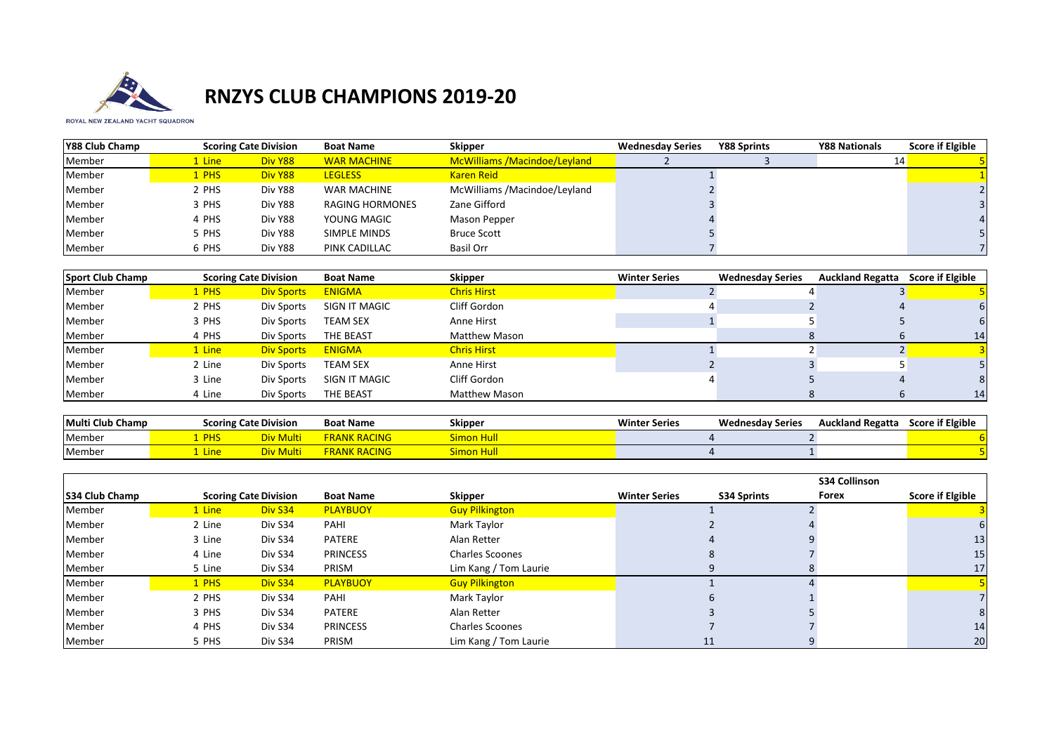# RNZYS CLUB CHAMPIONS 2019-20

ROYAL NEW ZEALAND YACHT SQUADRON

| Y88 Club Champ | Scoring Cate | Division | Boat Name | Skipper | Wednesday Series | Y88 Sprints | Y88 Nationals | Score if Elgible |
|---|---|---|---|---|---|---|---|---|
| Member | 1 Line | Div Y88 | WAR MACHINE | McWilliams /Macindoe/Leyland | 2 | 3 | 14 | 5 |
| Member | 1 PHS | Div Y88 | LEGLESS | Karen Reid | 1 | | | 1 |
| Member | 2 PHS | Div Y88 | WAR MACHINE | McWilliams /Macindoe/Leyland | 2 | | | 2 |
| Member | 3 PHS | Div Y88 | RAGING HORMONES | Zane Gifford | 3 | | | 3 |
| Member | 4 PHS | Div Y88 | YOUNG MAGIC | Mason Pepper | 4 | | | 4 |
| Member | 5 PHS | Div Y88 | SIMPLE MINDS | Bruce Scott | 5 | | | 5 |
| Member | 6 PHS | Div Y88 | PINK CADILLAC | Basil Orr | 7 | | | 7 |

| Sport Club Champ | Scoring Cate | Division | Boat Name | Skipper | Winter Series | Wednesday Series | Auckland Regatta | Score if Elgible |
|---|---|---|---|---|---|---|---|---|
| Member | 1 PHS | Div Sports | ENIGMA | Chris Hirst | 2 | 4 | 3 | 5 |
| Member | 2 PHS | Div Sports | SIGN IT MAGIC | Cliff Gordon | 4 | 2 | 4 | 6 |
| Member | 3 PHS | Div Sports | TEAM SEX | Anne Hirst | 1 | 5 | 5 | 6 |
| Member | 4 PHS | Div Sports | THE BEAST | Matthew Mason | | 8 | 6 | 14 |
| Member | 1 Line | Div Sports | ENIGMA | Chris Hirst | 1 | 2 | 2 | 3 |
| Member | 2 Line | Div Sports | TEAM SEX | Anne Hirst | 2 | 3 | 5 | 5 |
| Member | 3 Line | Div Sports | SIGN IT MAGIC | Cliff Gordon | 4 | 5 | 4 | 8 |
| Member | 4 Line | Div Sports | THE BEAST | Matthew Mason | | 8 | 6 | 14 |

| Multi Club Champ | Scoring Cate | Division | Boat Name | Skipper | Winter Series | Wednesday Series | Auckland Regatta | Score if Elgible |
|---|---|---|---|---|---|---|---|---|
| Member | 1 PHS | Div Multi | FRANK RACING | Simon Hull | 4 | 2 | | 6 |
| Member | 1 Line | Div Multi | FRANK RACING | Simon Hull | 4 | 1 | | 5 |

| S34 Club Champ | Scoring Cate | Division | Boat Name | Skipper | Winter Series | S34 Sprints | S34 Collinson Forex | Score if Elgible |
|---|---|---|---|---|---|---|---|---|
| Member | 1 Line | Div S34 | PLAYBUOY | Guy Pilkington | 1 | 2 | | 3 |
| Member | 2 Line | Div S34 | PAHI | Mark Taylor | 2 | 4 | | 6 |
| Member | 3 Line | Div S34 | PATERE | Alan Retter | 4 | 9 | | 13 |
| Member | 4 Line | Div S34 | PRINCESS | Charles Scoones | 8 | 7 | | 15 |
| Member | 5 Line | Div S34 | PRISM | Lim Kang / Tom Laurie | 9 | 8 | | 17 |
| Member | 1 PHS | Div S34 | PLAYBUOY | Guy Pilkington | 1 | 4 | | 5 |
| Member | 2 PHS | Div S34 | PAHI | Mark Taylor | 6 | 1 | | 7 |
| Member | 3 PHS | Div S34 | PATERE | Alan Retter | 3 | 5 | | 8 |
| Member | 4 PHS | Div S34 | PRINCESS | Charles Scoones | 7 | 7 | | 14 |
| Member | 5 PHS | Div S34 | PRISM | Lim Kang / Tom Laurie | 11 | 9 | | 20 |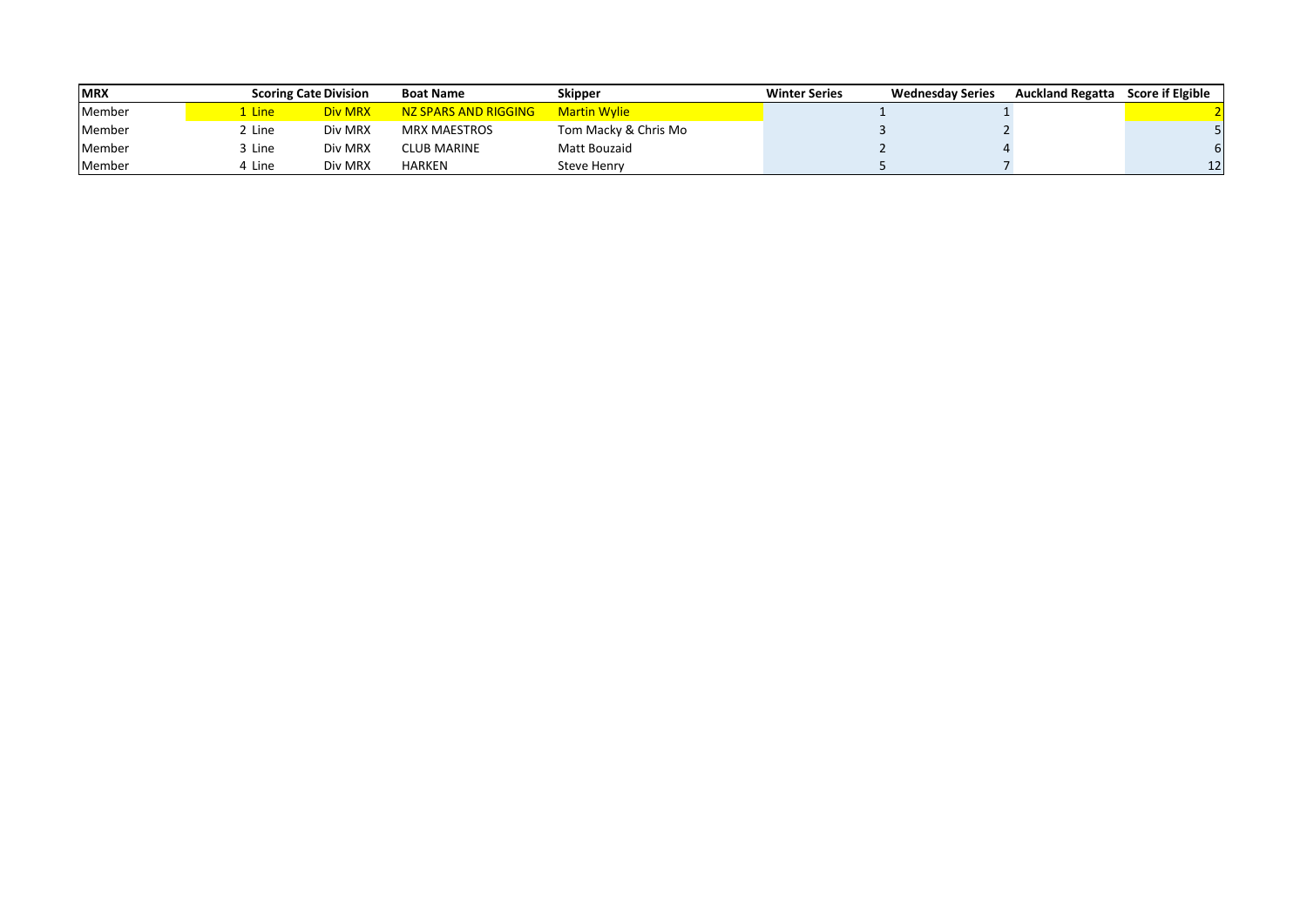| MRX | Scoring Cate | Division | Boat Name | Skipper | Winter Series | Wednesday Series | Auckland Regatta | Score if Elgible |
|---|---|---|---|---|---|---|---|---|
| Member | 1 Line | Div MRX | NZ SPARS AND RIGGING | Martin Wylie | | 1 | 1 | 2 |
| Member | 2 Line | Div MRX | MRX MAESTROS | Tom Macky & Chris Mo | | 3 | 2 | 5 |
| Member | 3 Line | Div MRX | CLUB MARINE | Matt Bouzaid | | 2 | 4 | 6 |
| Member | 4 Line | Div MRX | HARKEN | Steve Henry | | 5 | 7 | 12 |